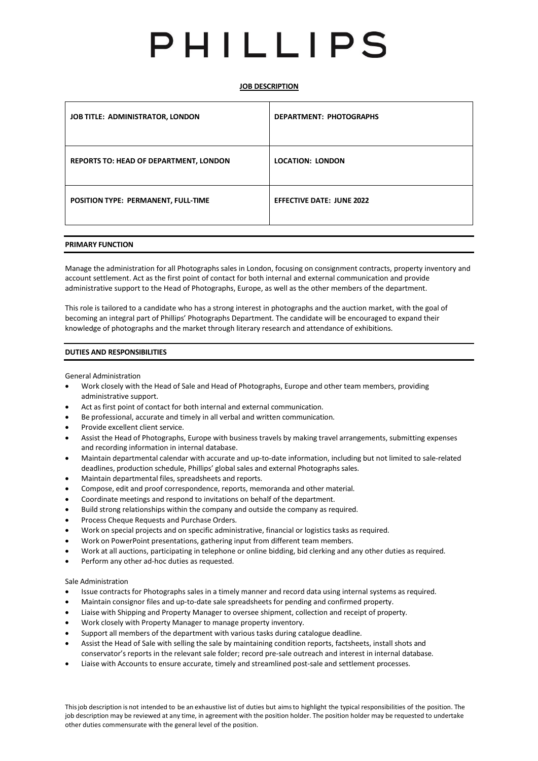# PHILLIPS

**JOB DESCRIPTION**

| JOB TITLE: ADMINISTRATOR, LONDON | DEPARTMENT: PHOTOGRAPHS |
|---|---|
| REPORTS TO: HEAD OF DEPARTMENT, LONDON | LOCATION: LONDON |
| POSITION TYPE: PERMANENT, FULL-TIME | EFFECTIVE DATE: JUNE 2022 |

## PRIMARY FUNCTION

Manage the administration for all Photographs sales in London, focusing on consignment contracts, property inventory and account settlement. Act as the first point of contact for both internal and external communication and provide administrative support to the Head of Photographs, Europe, as well as the other members of the department.

This role is tailored to a candidate who has a strong interest in photographs and the auction market, with the goal of becoming an integral part of Phillips' Photographs Department. The candidate will be encouraged to expand their knowledge of photographs and the market through literary research and attendance of exhibitions.

## DUTIES AND RESPONSIBILITIES

General Administration

- Work closely with the Head of Sale and Head of Photographs, Europe and other team members, providing administrative support.
- Act as first point of contact for both internal and external communication.
- Be professional, accurate and timely in all verbal and written communication.
- Provide excellent client service.
- Assist the Head of Photographs, Europe with business travels by making travel arrangements, submitting expenses and recording information in internal database.
- Maintain departmental calendar with accurate and up-to-date information, including but not limited to sale-related deadlines, production schedule, Phillips' global sales and external Photographs sales.
- Maintain departmental files, spreadsheets and reports.
- Compose, edit and proof correspondence, reports, memoranda and other material.
- Coordinate meetings and respond to invitations on behalf of the department.
- Build strong relationships within the company and outside the company as required.
- Process Cheque Requests and Purchase Orders.
- Work on special projects and on specific administrative, financial or logistics tasks as required.
- Work on PowerPoint presentations, gathering input from different team members.
- Work at all auctions, participating in telephone or online bidding, bid clerking and any other duties as required.
- Perform any other ad-hoc duties as requested.

Sale Administration

- Issue contracts for Photographs sales in a timely manner and record data using internal systems as required.
- Maintain consignor files and up-to-date sale spreadsheets for pending and confirmed property.
- Liaise with Shipping and Property Manager to oversee shipment, collection and receipt of property.
- Work closely with Property Manager to manage property inventory.
- Support all members of the department with various tasks during catalogue deadline.
- Assist the Head of Sale with selling the sale by maintaining condition reports, factsheets, install shots and conservator's reports in the relevant sale folder; record pre-sale outreach and interest in internal database.
- Liaise with Accounts to ensure accurate, timely and streamlined post-sale and settlement processes.

This job description is not intended to be an exhaustive list of duties but aims to highlight the typical responsibilities of the position. The job description may be reviewed at any time, in agreement with the position holder. The position holder may be requested to undertake other duties commensurate with the general level of the position.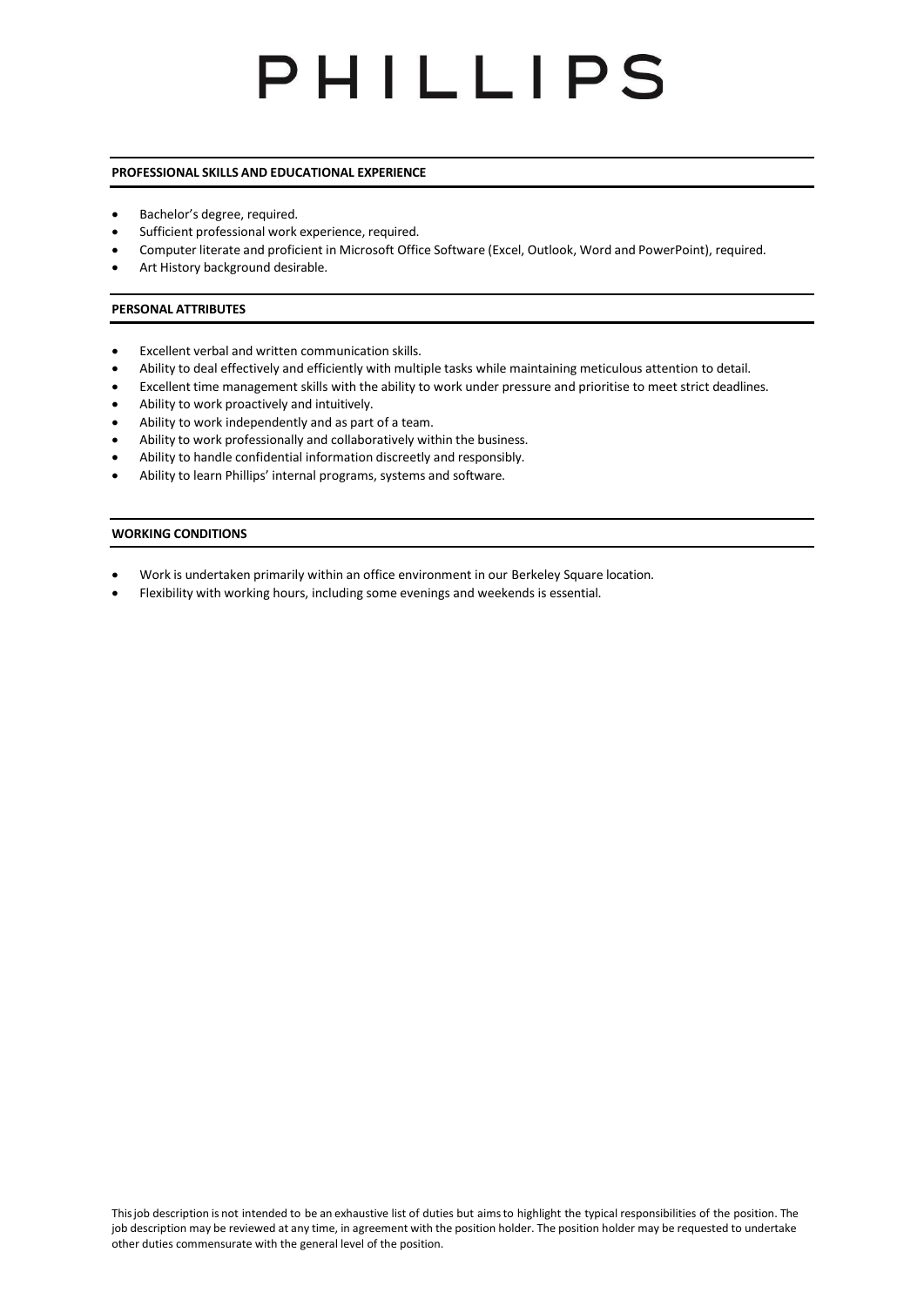# PHILLIPS

## PROFESSIONAL SKILLS AND EDUCATIONAL EXPERIENCE

- Bachelor's degree, required.
- Sufficient professional work experience, required.
- Computer literate and proficient in Microsoft Office Software (Excel, Outlook, Word and PowerPoint), required.
- Art History background desirable.

## PERSONAL ATTRIBUTES

- Excellent verbal and written communication skills.
- Ability to deal effectively and efficiently with multiple tasks while maintaining meticulous attention to detail.
- Excellent time management skills with the ability to work under pressure and prioritise to meet strict deadlines.
- Ability to work proactively and intuitively.
- Ability to work independently and as part of a team.
- Ability to work professionally and collaboratively within the business.
- Ability to handle confidential information discreetly and responsibly.
- Ability to learn Phillips' internal programs, systems and software.

## WORKING CONDITIONS

- Work is undertaken primarily within an office environment in our Berkeley Square location.
- Flexibility with working hours, including some evenings and weekends is essential.

This job description is not intended to be an exhaustive list of duties but aims to highlight the typical responsibilities of the position. The job description may be reviewed at any time, in agreement with the position holder. The position holder may be requested to undertake other duties commensurate with the general level of the position.